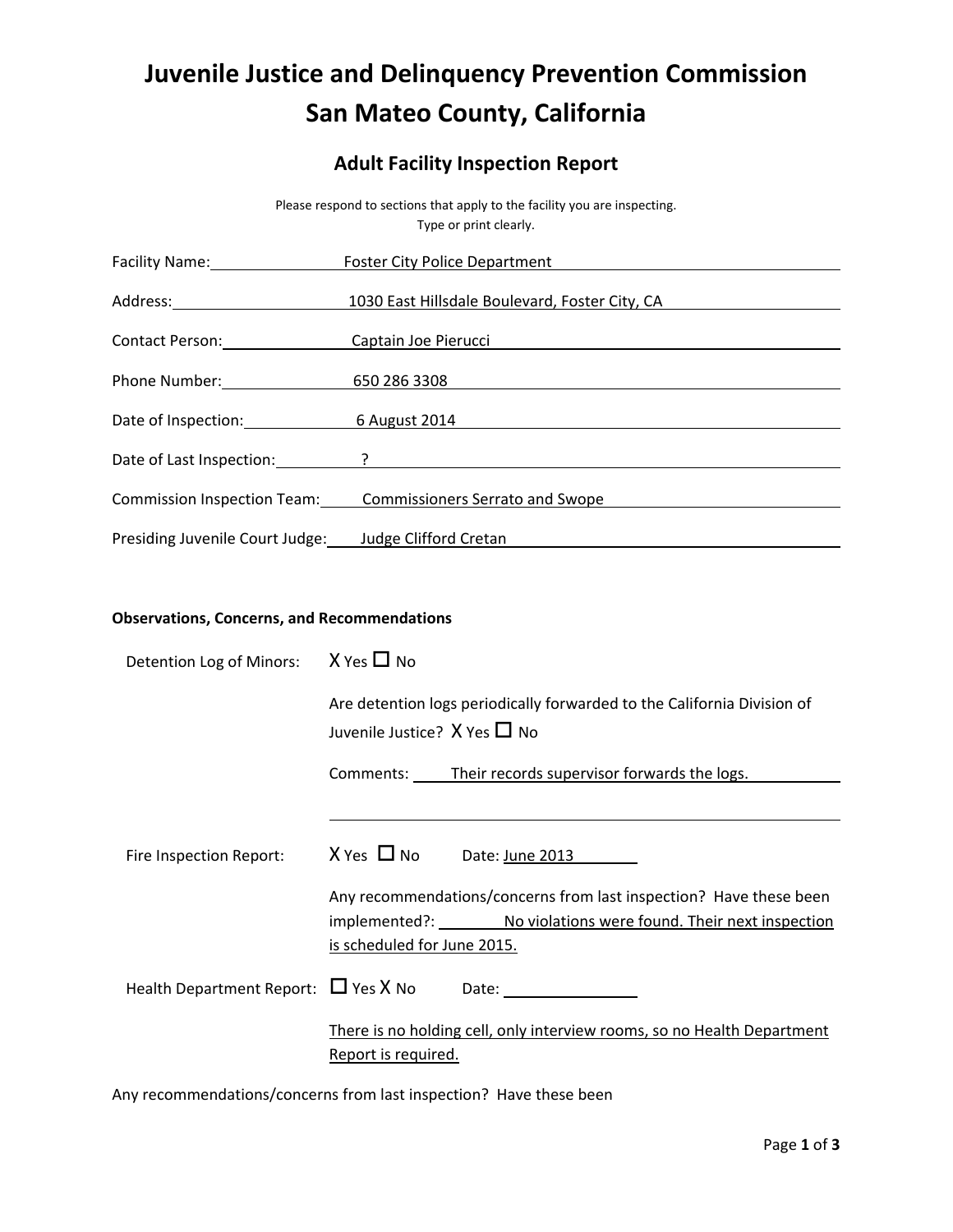# Juvenile Justice and Delinquency Prevention Commission
# San Mateo County, California

## Adult Facility Inspection Report

Please respond to sections that apply to the facility you are inspecting.
Type or print clearly.

Facility Name: Foster City Police Department

Address: 1030 East Hillsdale Boulevard, Foster City, CA

Contact Person: Captain Joe Pierucci

Phone Number: 650 286 3308

Date of Inspection: 6 August 2014

Date of Last Inspection: ?

Commission Inspection Team: Commissioners Serrato and Swope

Presiding Juvenile Court Judge: Judge Clifford Cretan

**Observations, Concerns, and Recommendations**

Detention Log of Minors: X Yes ☐ No

Are detention logs periodically forwarded to the California Division of Juvenile Justice? X Yes ☐ No

Comments: Their records supervisor forwards the logs.

Fire Inspection Report: X Yes ☐ No Date: June 2013

Any recommendations/concerns from last inspection? Have these been implemented?: No violations were found. Their next inspection is scheduled for June 2015.

Health Department Report: ☐ Yes X No Date:

There is no holding cell, only interview rooms, so no Health Department Report is required.

Any recommendations/concerns from last inspection? Have these been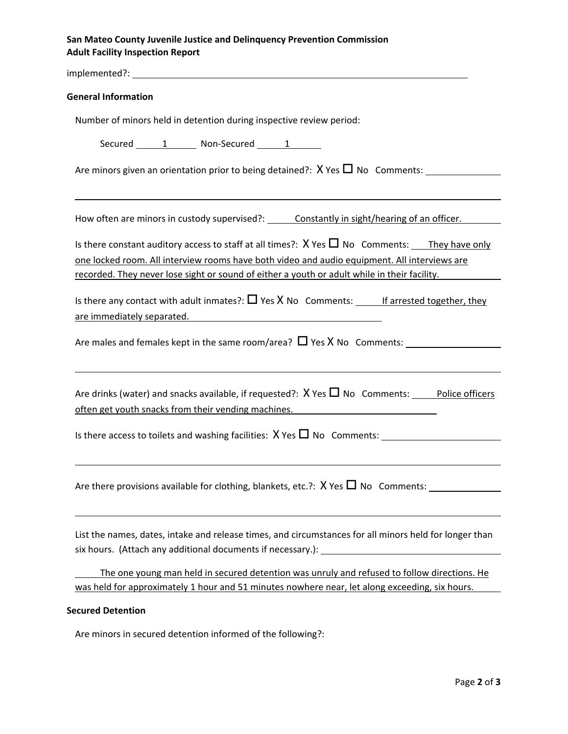implemented?:

**General Information**

Number of minors held in detention during inspective review period:

Secured 1 Non-Secured 1

Are minors given an orientation prior to being detained?: X Yes ☐ No Comments:

How often are minors in custody supervised?: Constantly in sight/hearing of an officer.

Is there constant auditory access to staff at all times?: X Yes ☐ No Comments: They have only one locked room. All interview rooms have both video and audio equipment. All interviews are recorded. They never lose sight or sound of either a youth or adult while in their facility.

Is there any contact with adult inmates?: ☐ Yes X No Comments: If arrested together, they are immediately separated.

Are males and females kept in the same room/area? ☐ Yes X No Comments:

Are drinks (water) and snacks available, if requested?: X Yes ☐ No Comments: Police officers often get youth snacks from their vending machines.

Is there access to toilets and washing facilities: X Yes ☐ No Comments:

Are there provisions available for clothing, blankets, etc.?: X Yes ☐ No Comments:

List the names, dates, intake and release times, and circumstances for all minors held for longer than six hours. (Attach any additional documents if necessary.):

The one young man held in secured detention was unruly and refused to follow directions. He was held for approximately 1 hour and 51 minutes nowhere near, let along exceeding, six hours.

**Secured Detention**

Are minors in secured detention informed of the following?: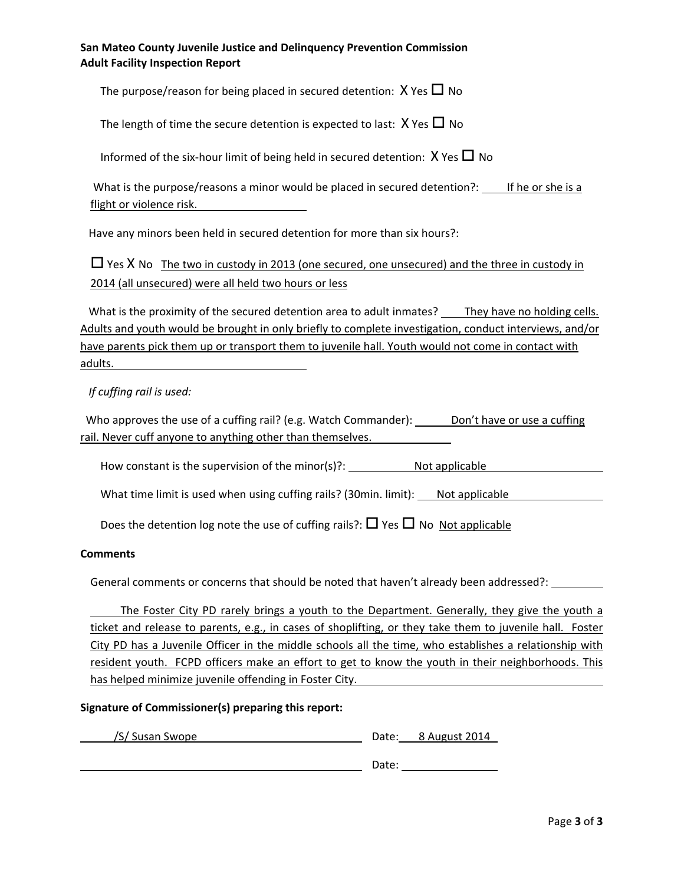**San Mateo County Juvenile Justice and Delinquency Prevention Commission**
**Adult Facility Inspection Report**

The purpose/reason for being placed in secured detention: X Yes ☐ No

The length of time the secure detention is expected to last: X Yes ☐ No

Informed of the six-hour limit of being held in secured detention: X Yes ☐ No

What is the purpose/reasons a minor would be placed in secured detention?: If he or she is a flight or violence risk.

Have any minors been held in secured detention for more than six hours?:

☐ Yes X No The two in custody in 2013 (one secured, one unsecured) and the three in custody in 2014 (all unsecured) were all held two hours or less

What is the proximity of the secured detention area to adult inmates? They have no holding cells. Adults and youth would be brought in only briefly to complete investigation, conduct interviews, and/or have parents pick them up or transport them to juvenile hall. Youth would not come in contact with adults.

*If cuffing rail is used:*

Who approves the use of a cuffing rail? (e.g. Watch Commander): Don't have or use a cuffing rail. Never cuff anyone to anything other than themselves.

How constant is the supervision of the minor(s)?: Not applicable

What time limit is used when using cuffing rails? (30min. limit): Not applicable

Does the detention log note the use of cuffing rails?: ☐ Yes ☐ No Not applicable

**Comments**

General comments or concerns that should be noted that haven't already been addressed?:

The Foster City PD rarely brings a youth to the Department. Generally, they give the youth a ticket and release to parents, e.g., in cases of shoplifting, or they take them to juvenile hall. Foster City PD has a Juvenile Officer in the middle schools all the time, who establishes a relationship with resident youth. FCPD officers make an effort to get to know the youth in their neighborhoods. This has helped minimize juvenile offending in Foster City.

**Signature of Commissioner(s) preparing this report:**

/S/ Susan Swope Date: 8 August 2014

Date: